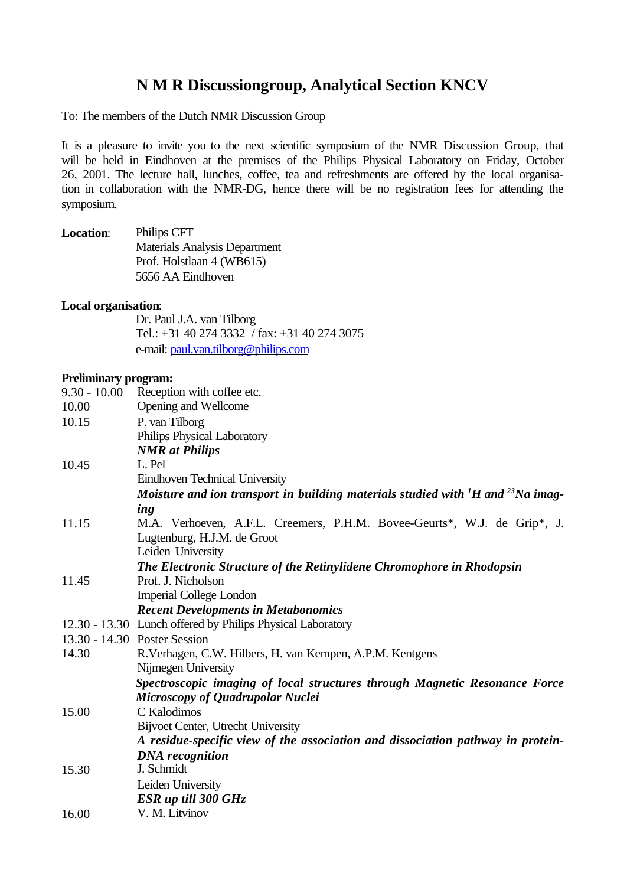# N M R Discussiongroup, Analytical Section KNCV

To: The members of the Dutch NMR Discussion Group

It is a pleasure to invite you to the next scientific symposium of the NMR Discussion Group, that will be held in Eindhoven at the premises of the Philips Physical Laboratory on Friday, October 26, 2001. The lecture hall, lunches, coffee, tea and refreshments are offered by the local organisation in collaboration with the NMR-DG, hence there will be no registration fees for attending the symposium.

**Location**: Philips CFT
Materials Analysis Department
Prof. Holstlaan 4 (WB615)
5656 AA Eindhoven

**Local organisation**:
Dr. Paul J.A. van Tilborg
Tel.: +31 40 274 3332 / fax: +31 40 274 3075
e-mail: paul.van.tilborg@philips.com

**Preliminary program:**

| | |
|---|---|
| 9.30 - 10.00 | Reception with coffee etc. |
| 10.00 | Opening and Wellcome |
| 10.15 | P. van Tilborg<br>Philips Physical Laboratory<br>***NMR at Philips*** |
| 10.45 | L. Pel<br>Eindhoven Technical University<br>***Moisture and ion transport in building materials studied with $^{1}H$ and $^{23}Na$ imaging*** |
| 11.15 | M.A. Verhoeven, A.F.L. Creemers, P.H.M. Bovee-Geurts*, W.J. de Grip*, J. Lugtenburg, H.J.M. de Groot<br>Leiden University<br>***The Electronic Structure of the Retinylidene Chromophore in Rhodopsin*** |
| 11.45 | Prof. J. Nicholson<br>Imperial College London<br>***Recent Developments in Metabonomics*** |
| 12.30 - 13.30 | Lunch offered by Philips Physical Laboratory |
| 13.30 - 14.30 | Poster Session |
| 14.30 | R.Verhagen, C.W. Hilbers, H. van Kempen, A.P.M. Kentgens<br>Nijmegen University<br>***Spectroscopic imaging of local structures through Magnetic Resonance Force Microscopy of Quadrupolar Nuclei*** |
| 15.00 | C Kalodimos<br>Bijvoet Center, Utrecht University<br>***A residue-specific view of the association and dissociation pathway in protein-DNA recognition*** |
| 15.30 | J. Schmidt<br>Leiden University<br>***ESR up till 300 GHz*** |
| 16.00 | V. M. Litvinov |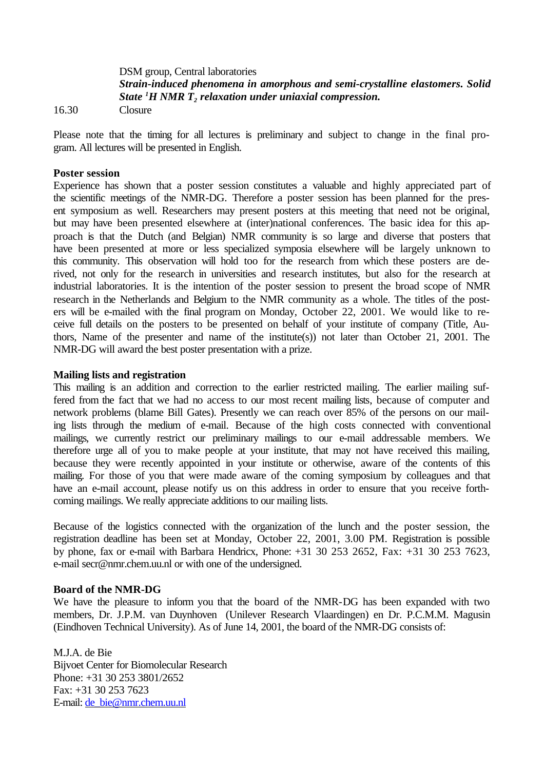DSM group, Central laboratories
***Strain-induced phenomena in amorphous and semi-crystalline elastomers. Solid State $^1H$ NMR $T_2$ relaxation under uniaxial compression.***

16.30 Closure

Please note that the timing for all lectures is preliminary and subject to change in the final program. All lectures will be presented in English.

**Poster session**

Experience has shown that a poster session constitutes a valuable and highly appreciated part of the scientific meetings of the NMR-DG. Therefore a poster session has been planned for the present symposium as well. Researchers may present posters at this meeting that need not be original, but may have been presented elsewhere at (inter)national conferences. The basic idea for this approach is that the Dutch (and Belgian) NMR community is so large and diverse that posters that have been presented at more or less specialized symposia elsewhere will be largely unknown to this community. This observation will hold too for the research from which these posters are derived, not only for the research in universities and research institutes, but also for the research at industrial laboratories. It is the intention of the poster session to present the broad scope of NMR research in the Netherlands and Belgium to the NMR community as a whole. The titles of the posters will be e-mailed with the final program on Monday, October 22, 2001. We would like to receive full details on the posters to be presented on behalf of your institute of company (Title, Authors, Name of the presenter and name of the institute(s)) not later than October 21, 2001. The NMR-DG will award the best poster presentation with a prize.

**Mailing lists and registration**

This mailing is an addition and correction to the earlier restricted mailing. The earlier mailing suffered from the fact that we had no access to our most recent mailing lists, because of computer and network problems (blame Bill Gates). Presently we can reach over 85% of the persons on our mailing lists through the medium of e-mail. Because of the high costs connected with conventional mailings, we currently restrict our preliminary mailings to our e-mail addressable members. We therefore urge all of you to make people at your institute, that may not have received this mailing, because they were recently appointed in your institute or otherwise, aware of the contents of this mailing. For those of you that were made aware of the coming symposium by colleagues and that have an e-mail account, please notify us on this address in order to ensure that you receive forthcoming mailings. We really appreciate additions to our mailing lists.

Because of the logistics connected with the organization of the lunch and the poster session, the registration deadline has been set at Monday, October 22, 2001, 3.00 PM. Registration is possible by phone, fax or e-mail with Barbara Hendricx, Phone: +31 30 253 2652, Fax: +31 30 253 7623, e-mail secr@nmr.chem.uu.nl or with one of the undersigned.

**Board of the NMR-DG**

We have the pleasure to inform you that the board of the NMR-DG has been expanded with two members, Dr. J.P.M. van Duynhoven (Unilever Research Vlaardingen) en Dr. P.C.M.M. Magusin (Eindhoven Technical University). As of June 14, 2001, the board of the NMR-DG consists of:

M.J.A. de Bie
Bijvoet Center for Biomolecular Research
Phone: +31 30 253 3801/2652
Fax: +31 30 253 7623
E-mail: de_bie@nmr.chem.uu.nl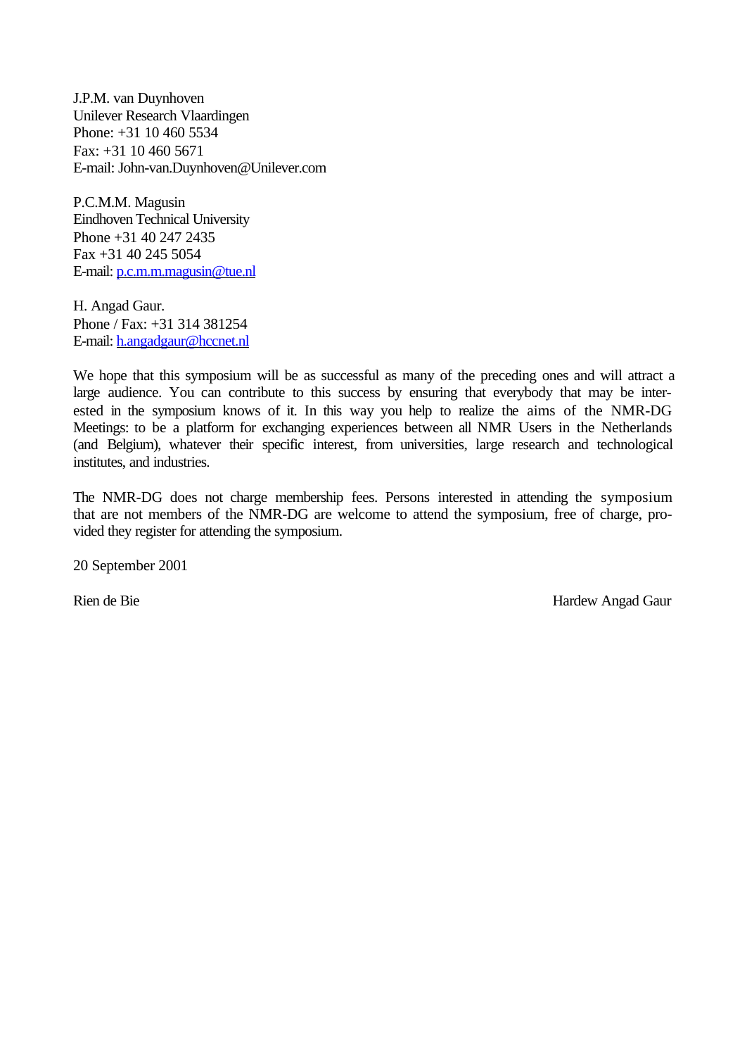J.P.M. van Duynhoven
Unilever Research Vlaardingen
Phone: +31 10 460 5534
Fax: +31 10 460 5671
E-mail: John-van.Duynhoven@Unilever.com

P.C.M.M. Magusin
Eindhoven Technical University
Phone +31 40 247 2435
Fax +31 40 245 5054
E-mail: p.c.m.m.magusin@tue.nl

H. Angad Gaur.
Phone / Fax: +31 314 381254
E-mail: h.angadgaur@hccnet.nl

We hope that this symposium will be as successful as many of the preceding ones and will attract a large audience. You can contribute to this success by ensuring that everybody that may be interested in the symposium knows of it. In this way you help to realize the aims of the NMR-DG Meetings: to be a platform for exchanging experiences between all NMR Users in the Netherlands (and Belgium), whatever their specific interest, from universities, large research and technological institutes, and industries.

The NMR-DG does not charge membership fees. Persons interested in attending the symposium that are not members of the NMR-DG are welcome to attend the symposium, free of charge, provided they register for attending the symposium.

20 September 2001

Rien de Bie　　　　　　　　　　　　　　　　　　　　Hardew Angad Gaur